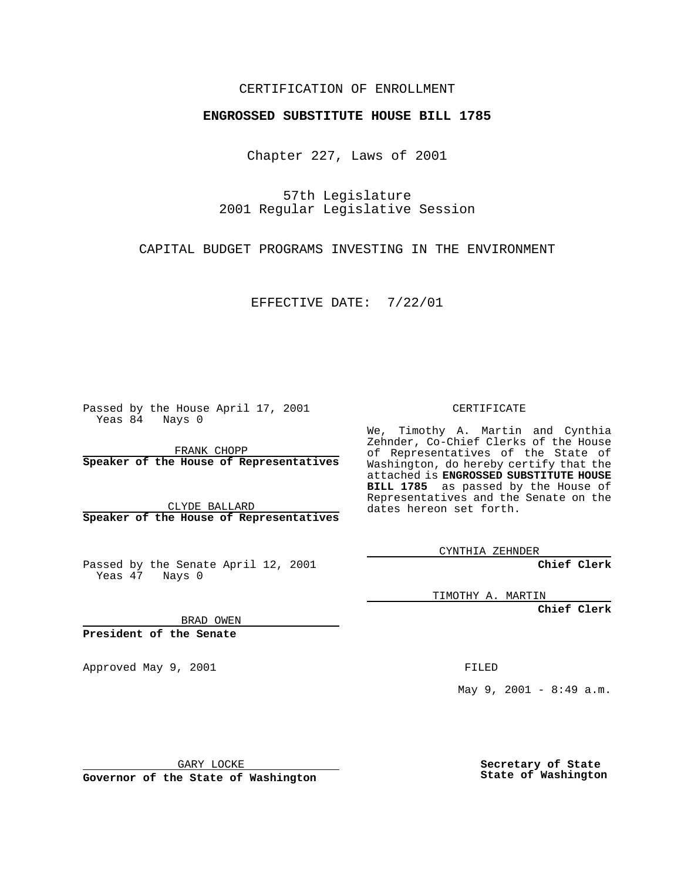CERTIFICATION OF ENROLLMENT

**ENGROSSED SUBSTITUTE HOUSE BILL 1785**

Chapter 227, Laws of 2001

57th Legislature
2001 Regular Legislative Session

CAPITAL BUDGET PROGRAMS INVESTING IN THE ENVIRONMENT

EFFECTIVE DATE: 7/22/01

Passed by the House April 17, 2001
Yeas 84 Nays 0

FRANK CHOPP
**Speaker of the House of Representatives**

CLYDE BALLARD
**Speaker of the House of Representatives**

Passed by the Senate April 12, 2001
Yeas 47 Nays 0

BRAD OWEN
**President of the Senate**

Approved May 9, 2001

GARY LOCKE
**Governor of the State of Washington**

CERTIFICATE

We, Timothy A. Martin and Cynthia Zehnder, Co-Chief Clerks of the House of Representatives of the State of Washington, do hereby certify that the attached is **ENGROSSED SUBSTITUTE HOUSE BILL 1785** as passed by the House of Representatives and the Senate on the dates hereon set forth.

CYNTHIA ZEHNDER
**Chief Clerk**

TIMOTHY A. MARTIN
**Chief Clerk**

FILED

May 9, 2001 - 8:49 a.m.

**Secretary of State**
**State of Washington**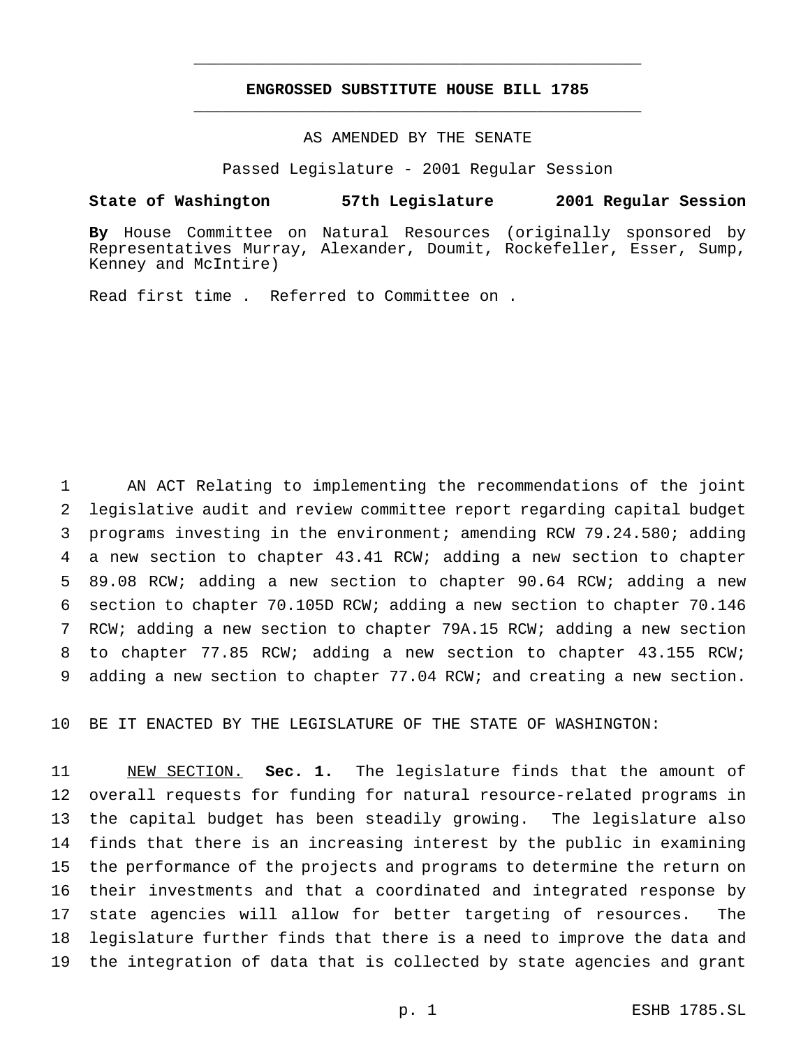# ENGROSSED SUBSTITUTE HOUSE BILL 1785

AS AMENDED BY THE SENATE

Passed Legislature - 2001 Regular Session

**State of Washington 57th Legislature 2001 Regular Session**

**By** House Committee on Natural Resources (originally sponsored by Representatives Murray, Alexander, Doumit, Rockefeller, Esser, Sump, Kenney and McIntire)

Read first time . Referred to Committee on .

AN ACT Relating to implementing the recommendations of the joint legislative audit and review committee report regarding capital budget programs investing in the environment; amending RCW 79.24.580; adding a new section to chapter 43.41 RCW; adding a new section to chapter 89.08 RCW; adding a new section to chapter 90.64 RCW; adding a new section to chapter 70.105D RCW; adding a new section to chapter 70.146 RCW; adding a new section to chapter 79A.15 RCW; adding a new section to chapter 77.85 RCW; adding a new section to chapter 43.155 RCW; adding a new section to chapter 77.04 RCW; and creating a new section.

BE IT ENACTED BY THE LEGISLATURE OF THE STATE OF WASHINGTON:

NEW SECTION. **Sec. 1.** The legislature finds that the amount of overall requests for funding for natural resource-related programs in the capital budget has been steadily growing. The legislature also finds that there is an increasing interest by the public in examining the performance of the projects and programs to determine the return on their investments and that a coordinated and integrated response by state agencies will allow for better targeting of resources. The legislature further finds that there is a need to improve the data and the integration of data that is collected by state agencies and grant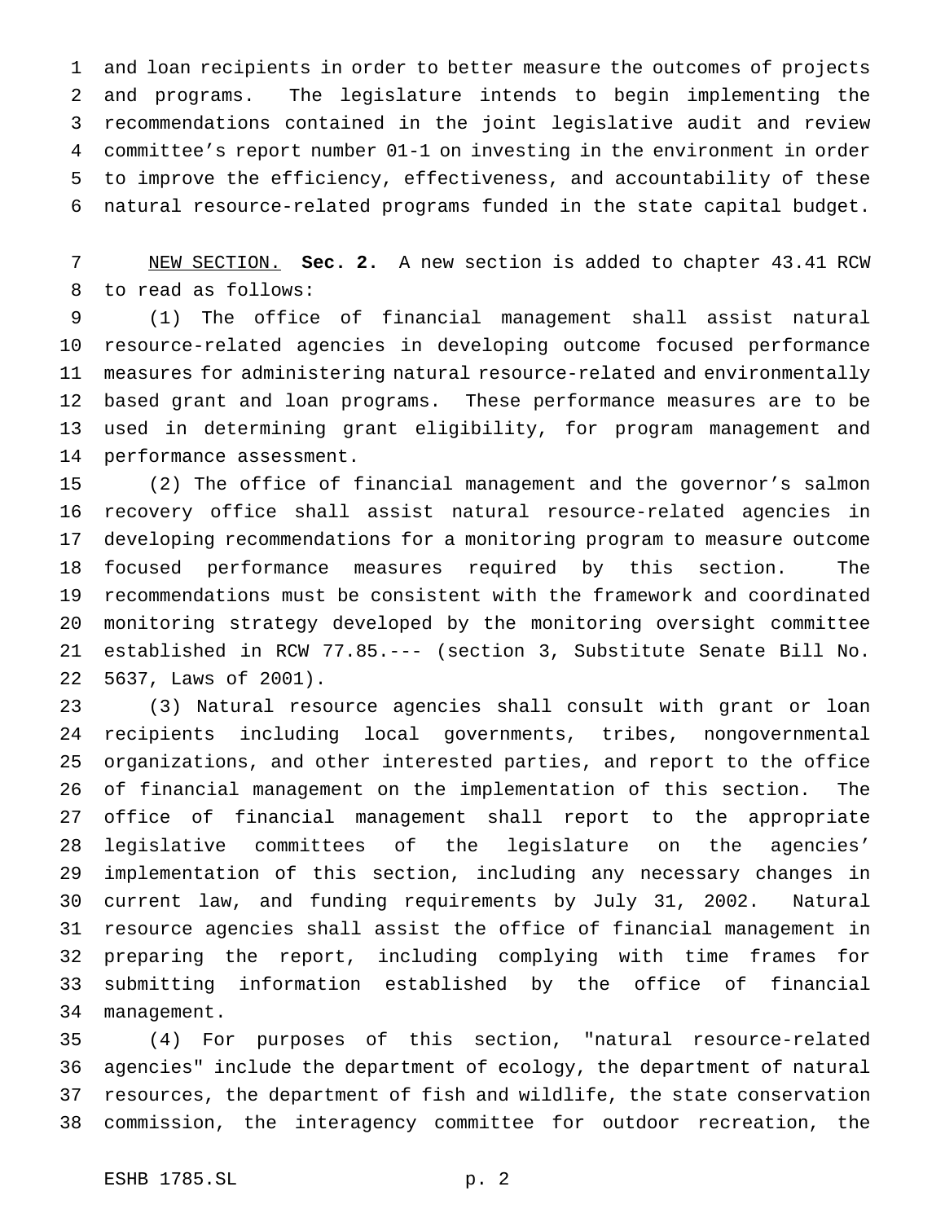and loan recipients in order to better measure the outcomes of projects and programs. The legislature intends to begin implementing the recommendations contained in the joint legislative audit and review committee's report number 01-1 on investing in the environment in order to improve the efficiency, effectiveness, and accountability of these natural resource-related programs funded in the state capital budget.

NEW SECTION. **Sec. 2.** A new section is added to chapter 43.41 RCW to read as follows:

(1) The office of financial management shall assist natural resource-related agencies in developing outcome focused performance measures for administering natural resource-related and environmentally based grant and loan programs. These performance measures are to be used in determining grant eligibility, for program management and performance assessment.

(2) The office of financial management and the governor's salmon recovery office shall assist natural resource-related agencies in developing recommendations for a monitoring program to measure outcome focused performance measures required by this section. The recommendations must be consistent with the framework and coordinated monitoring strategy developed by the monitoring oversight committee established in RCW 77.85.--- (section 3, Substitute Senate Bill No. 5637, Laws of 2001).

(3) Natural resource agencies shall consult with grant or loan recipients including local governments, tribes, nongovernmental organizations, and other interested parties, and report to the office of financial management on the implementation of this section. The office of financial management shall report to the appropriate legislative committees of the legislature on the agencies' implementation of this section, including any necessary changes in current law, and funding requirements by July 31, 2002. Natural resource agencies shall assist the office of financial management in preparing the report, including complying with time frames for submitting information established by the office of financial management.

(4) For purposes of this section, "natural resource-related agencies" include the department of ecology, the department of natural resources, the department of fish and wildlife, the state conservation commission, the interagency committee for outdoor recreation, the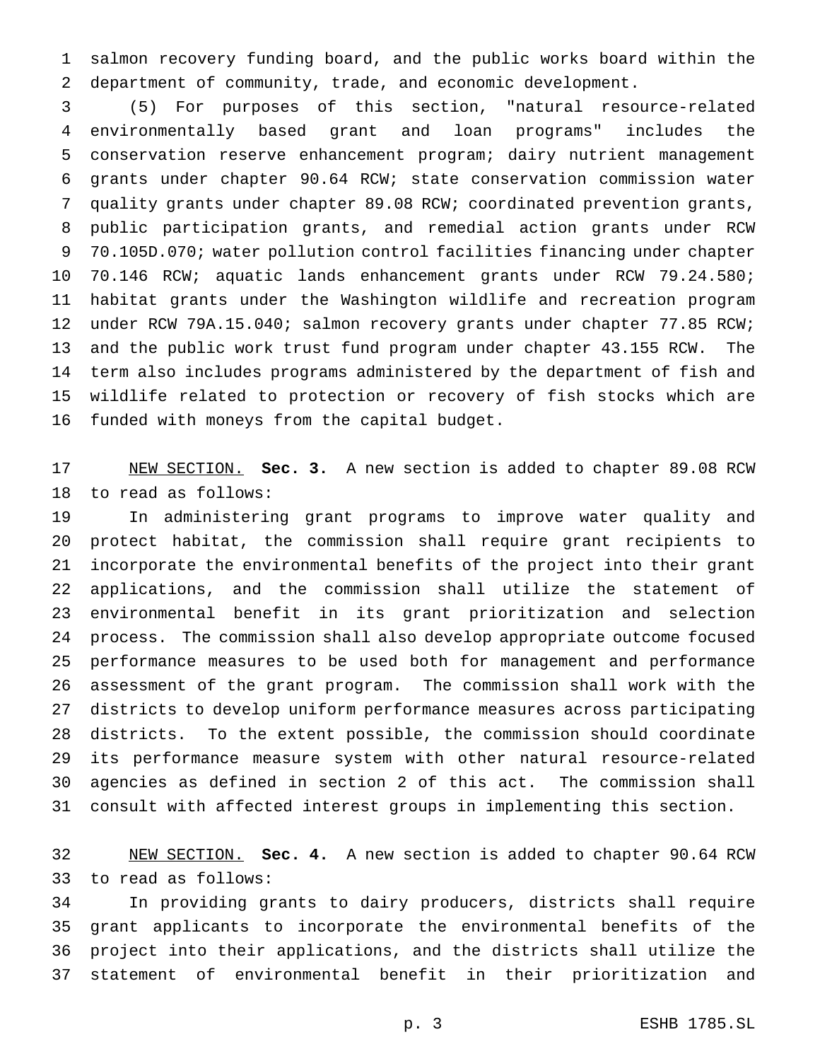salmon recovery funding board, and the public works board within the department of community, trade, and economic development.

(5) For purposes of this section, "natural resource-related environmentally based grant and loan programs" includes the conservation reserve enhancement program; dairy nutrient management grants under chapter 90.64 RCW; state conservation commission water quality grants under chapter 89.08 RCW; coordinated prevention grants, public participation grants, and remedial action grants under RCW 70.105D.070; water pollution control facilities financing under chapter 70.146 RCW; aquatic lands enhancement grants under RCW 79.24.580; habitat grants under the Washington wildlife and recreation program under RCW 79A.15.040; salmon recovery grants under chapter 77.85 RCW; and the public work trust fund program under chapter 43.155 RCW. The term also includes programs administered by the department of fish and wildlife related to protection or recovery of fish stocks which are funded with moneys from the capital budget.

NEW SECTION. **Sec. 3.** A new section is added to chapter 89.08 RCW to read as follows:

In administering grant programs to improve water quality and protect habitat, the commission shall require grant recipients to incorporate the environmental benefits of the project into their grant applications, and the commission shall utilize the statement of environmental benefit in its grant prioritization and selection process. The commission shall also develop appropriate outcome focused performance measures to be used both for management and performance assessment of the grant program. The commission shall work with the districts to develop uniform performance measures across participating districts. To the extent possible, the commission should coordinate its performance measure system with other natural resource-related agencies as defined in section 2 of this act. The commission shall consult with affected interest groups in implementing this section.

NEW SECTION. **Sec. 4.** A new section is added to chapter 90.64 RCW to read as follows:

In providing grants to dairy producers, districts shall require grant applicants to incorporate the environmental benefits of the project into their applications, and the districts shall utilize the statement of environmental benefit in their prioritization and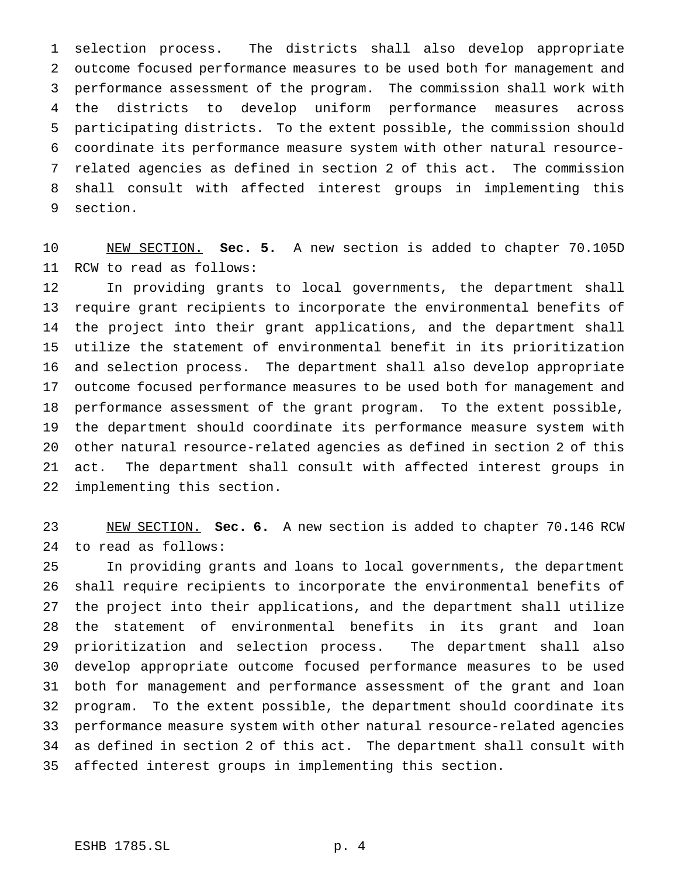selection process. The districts shall also develop appropriate outcome focused performance measures to be used both for management and performance assessment of the program. The commission shall work with the districts to develop uniform performance measures across participating districts. To the extent possible, the commission should coordinate its performance measure system with other natural resource-related agencies as defined in section 2 of this act. The commission shall consult with affected interest groups in implementing this section.

NEW SECTION. **Sec. 5.** A new section is added to chapter 70.105D RCW to read as follows:

In providing grants to local governments, the department shall require grant recipients to incorporate the environmental benefits of the project into their grant applications, and the department shall utilize the statement of environmental benefit in its prioritization and selection process. The department shall also develop appropriate outcome focused performance measures to be used both for management and performance assessment of the grant program. To the extent possible, the department should coordinate its performance measure system with other natural resource-related agencies as defined in section 2 of this act. The department shall consult with affected interest groups in implementing this section.

NEW SECTION. **Sec. 6.** A new section is added to chapter 70.146 RCW to read as follows:

In providing grants and loans to local governments, the department shall require recipients to incorporate the environmental benefits of the project into their applications, and the department shall utilize the statement of environmental benefits in its grant and loan prioritization and selection process. The department shall also develop appropriate outcome focused performance measures to be used both for management and performance assessment of the grant and loan program. To the extent possible, the department should coordinate its performance measure system with other natural resource-related agencies as defined in section 2 of this act. The department shall consult with affected interest groups in implementing this section.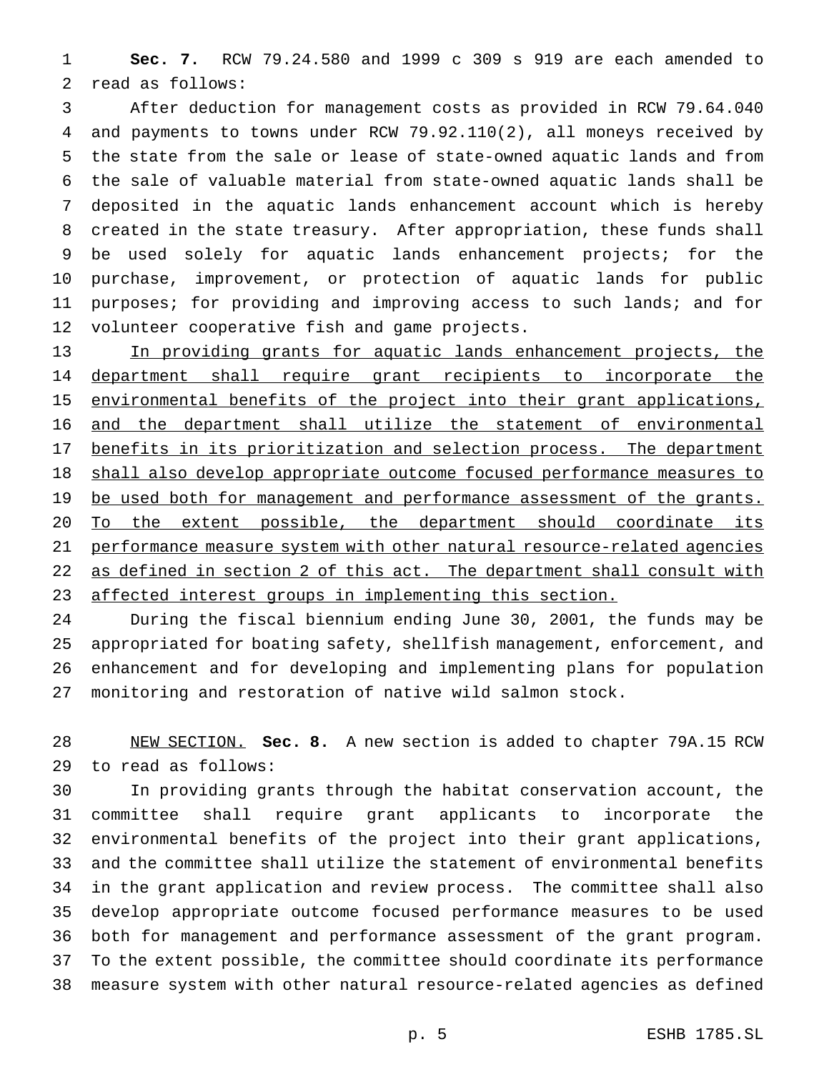**Sec. 7.** RCW 79.24.580 and 1999 c 309 s 919 are each amended to read as follows:

After deduction for management costs as provided in RCW 79.64.040 and payments to towns under RCW 79.92.110(2), all moneys received by the state from the sale or lease of state-owned aquatic lands and from the sale of valuable material from state-owned aquatic lands shall be deposited in the aquatic lands enhancement account which is hereby created in the state treasury. After appropriation, these funds shall be used solely for aquatic lands enhancement projects; for the purchase, improvement, or protection of aquatic lands for public purposes; for providing and improving access to such lands; and for volunteer cooperative fish and game projects.

In providing grants for aquatic lands enhancement projects, the department shall require grant recipients to incorporate the environmental benefits of the project into their grant applications, and the department shall utilize the statement of environmental benefits in its prioritization and selection process. The department shall also develop appropriate outcome focused performance measures to be used both for management and performance assessment of the grants. To the extent possible, the department should coordinate its performance measure system with other natural resource-related agencies as defined in section 2 of this act. The department shall consult with affected interest groups in implementing this section.

During the fiscal biennium ending June 30, 2001, the funds may be appropriated for boating safety, shellfish management, enforcement, and enhancement and for developing and implementing plans for population monitoring and restoration of native wild salmon stock.

NEW SECTION. **Sec. 8.** A new section is added to chapter 79A.15 RCW to read as follows:

In providing grants through the habitat conservation account, the committee shall require grant applicants to incorporate the environmental benefits of the project into their grant applications, and the committee shall utilize the statement of environmental benefits in the grant application and review process. The committee shall also develop appropriate outcome focused performance measures to be used both for management and performance assessment of the grant program. To the extent possible, the committee should coordinate its performance measure system with other natural resource-related agencies as defined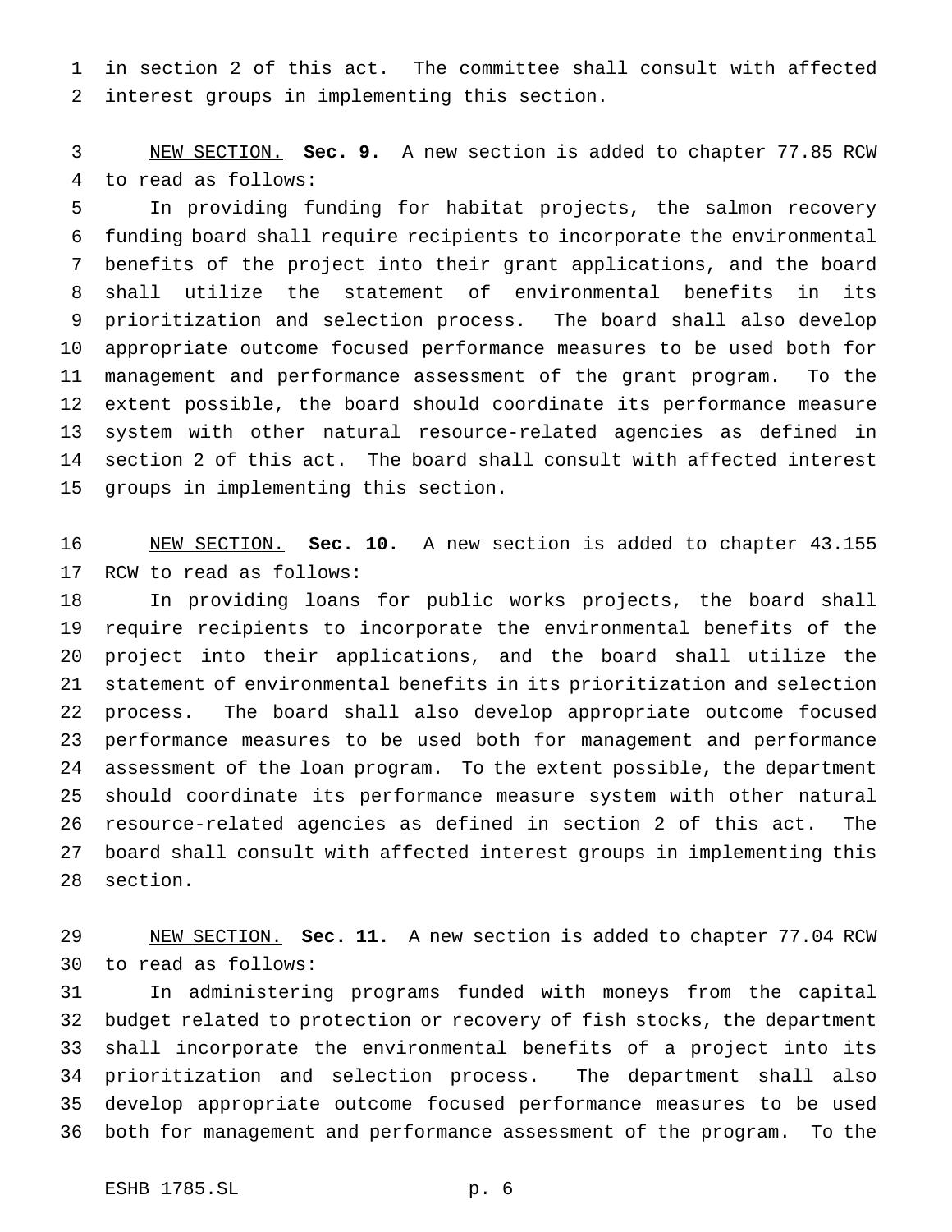in section 2 of this act. The committee shall consult with affected interest groups in implementing this section.

NEW SECTION. **Sec. 9.** A new section is added to chapter 77.85 RCW to read as follows:

In providing funding for habitat projects, the salmon recovery funding board shall require recipients to incorporate the environmental benefits of the project into their grant applications, and the board shall utilize the statement of environmental benefits in its prioritization and selection process. The board shall also develop appropriate outcome focused performance measures to be used both for management and performance assessment of the grant program. To the extent possible, the board should coordinate its performance measure system with other natural resource-related agencies as defined in section 2 of this act. The board shall consult with affected interest groups in implementing this section.

NEW SECTION. **Sec. 10.** A new section is added to chapter 43.155 RCW to read as follows:

In providing loans for public works projects, the board shall require recipients to incorporate the environmental benefits of the project into their applications, and the board shall utilize the statement of environmental benefits in its prioritization and selection process. The board shall also develop appropriate outcome focused performance measures to be used both for management and performance assessment of the loan program. To the extent possible, the department should coordinate its performance measure system with other natural resource-related agencies as defined in section 2 of this act. The board shall consult with affected interest groups in implementing this section.

NEW SECTION. **Sec. 11.** A new section is added to chapter 77.04 RCW to read as follows:

In administering programs funded with moneys from the capital budget related to protection or recovery of fish stocks, the department shall incorporate the environmental benefits of a project into its prioritization and selection process. The department shall also develop appropriate outcome focused performance measures to be used both for management and performance assessment of the program. To the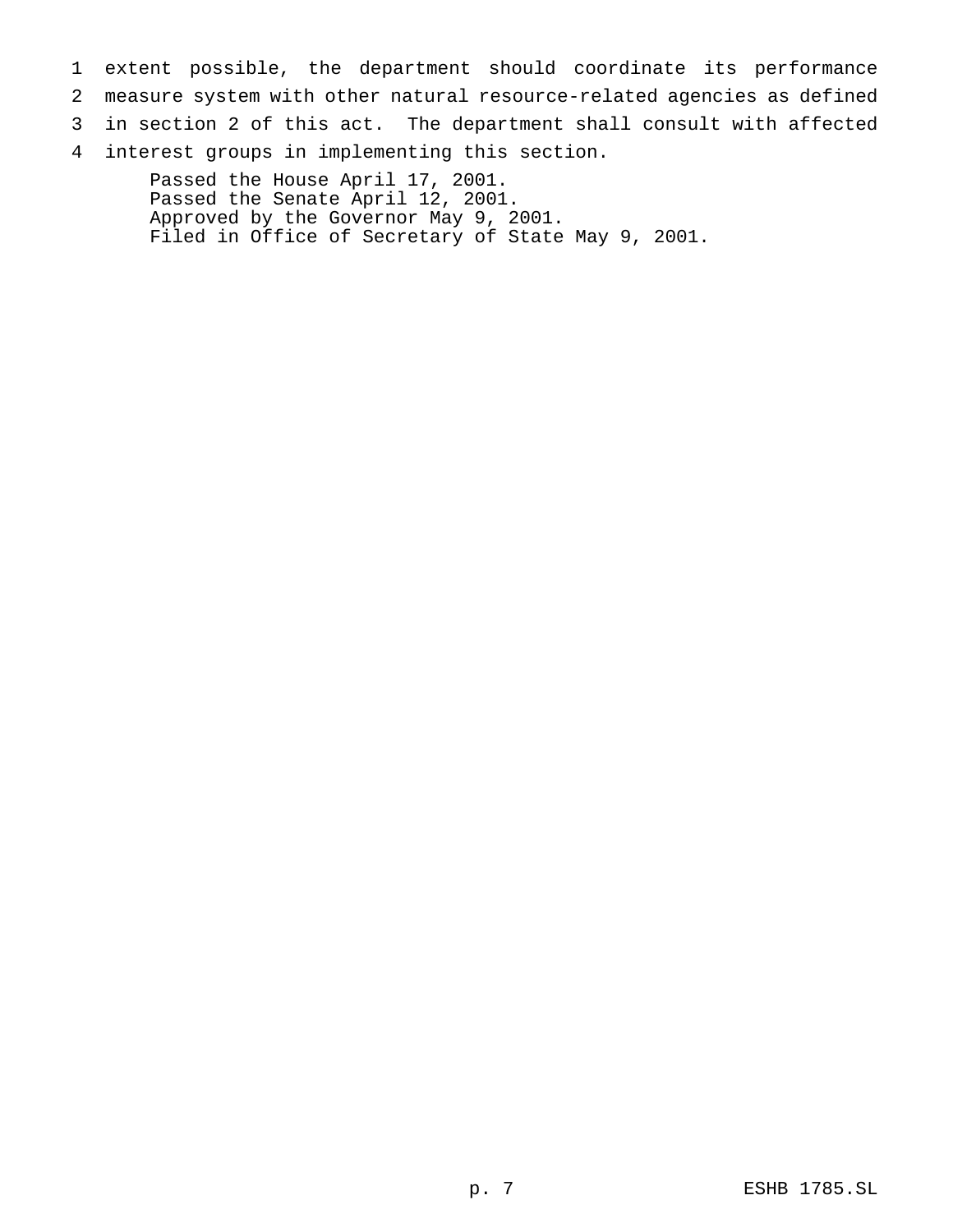extent possible, the department should coordinate its performance measure system with other natural resource-related agencies as defined in section 2 of this act. The department shall consult with affected interest groups in implementing this section.

Passed the House April 17, 2001.
Passed the Senate April 12, 2001.
Approved by the Governor May 9, 2001.
Filed in Office of Secretary of State May 9, 2001.